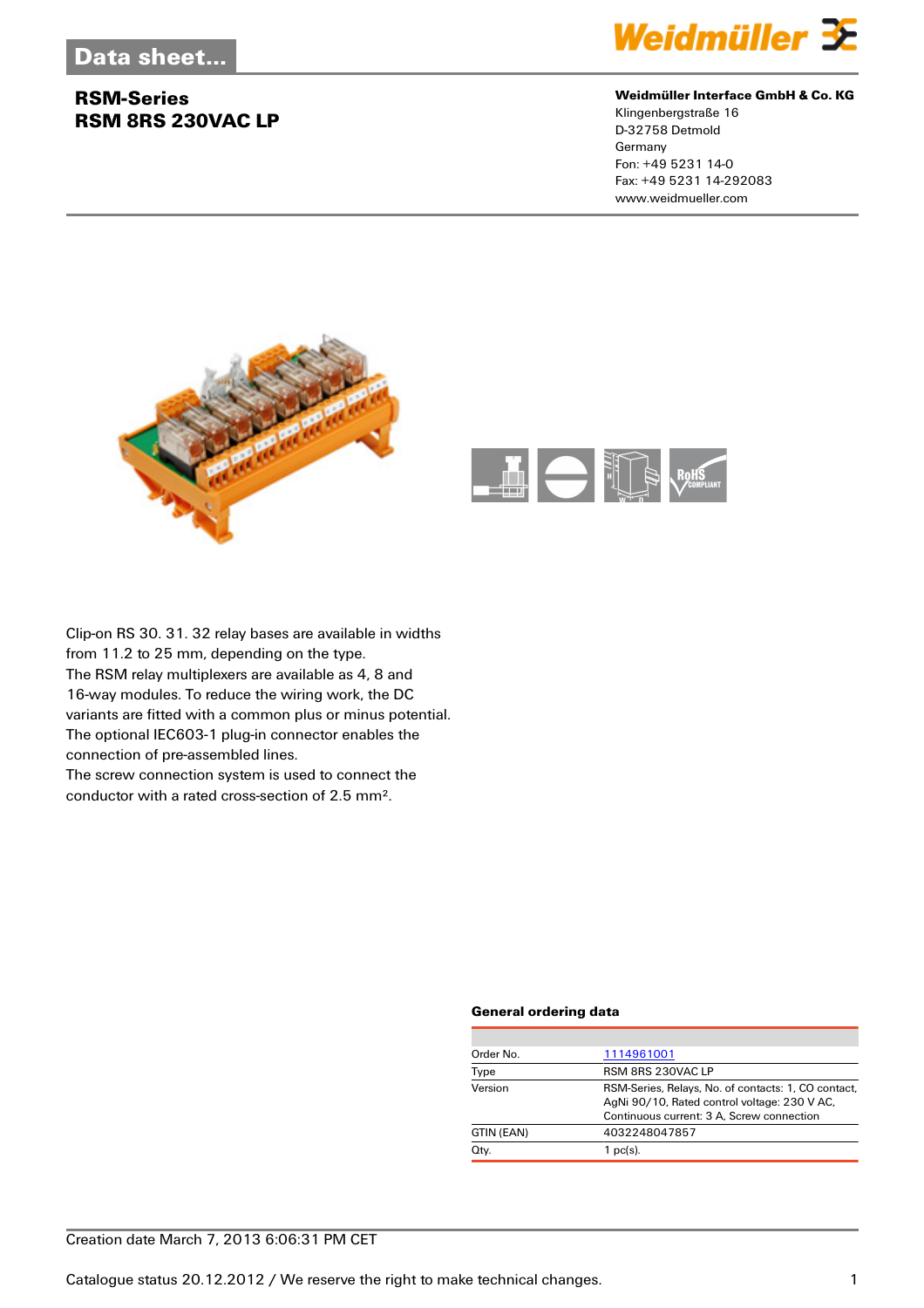# Data sheet...

## RSM-Series
## RSM 8RS 230VAC LP

**Weidmüller Interface GmbH & Co. KG**
Klingenbergstraße 16
D-32758 Detmold
Germany
Fon: +49 5231 14-0
Fax: +49 5231 14-292083
www.weidmueller.com

Clip-on RS 30. 31. 32 relay bases are available in widths from 11.2 to 25 mm, depending on the type.
The RSM relay multiplexers are available as 4, 8 and 16-way modules. To reduce the wiring work, the DC variants are fitted with a common plus or minus potential.
The optional IEC603-1 plug-in connector enables the connection of pre-assembled lines.
The screw connection system is used to connect the conductor with a rated cross-section of 2.5 mm².

### General ordering data

| | |
|---|---|
| Order No. | 1114961001 |
| Type | RSM 8RS 230VAC LP |
| Version | RSM-Series, Relays, No. of contacts: 1, CO contact, AgNi 90/10, Rated control voltage: 230 V AC, Continuous current: 3 A, Screw connection |
| GTIN (EAN) | 4032248047857 |
| Qty. | 1 pc(s). |

Creation date March 7, 2013 6:06:31 PM CET

Catalogue status 20.12.2012 / We reserve the right to make technical changes.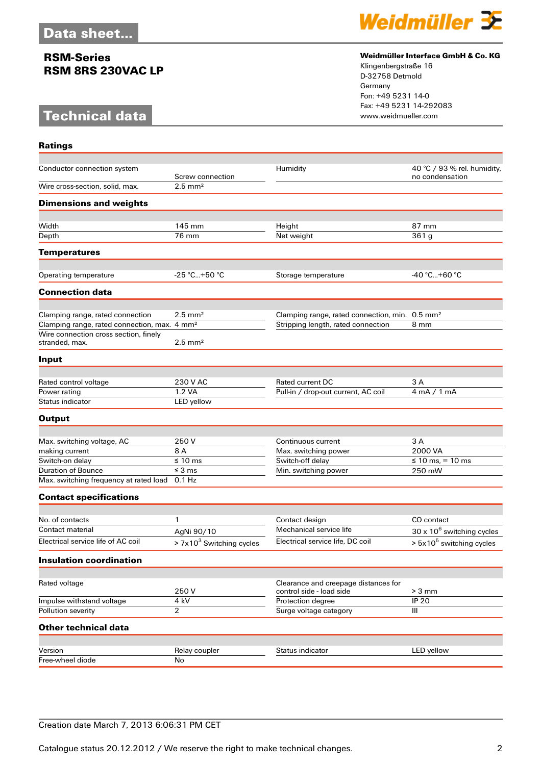## Data sheet...

**RSM-Series**
**RSM 8RS 230VAC LP**

**Weidmüller Interface GmbH & Co. KG**
Klingenbergstraße 16
D-32758 Detmold
Germany
Fon: +49 5231 14-0
Fax: +49 5231 14-292083
www.weidmueller.com

## Technical data

### Ratings

| | | | |
|---|---|---|---|
| Conductor connection system | Screw connection | Humidity | 40 °C / 93 % rel. humidity, no condensation |
| Wire cross-section, solid, max. | 2.5 mm² | | |

### Dimensions and weights

| | | | |
|---|---|---|---|
| Width | 145 mm | Height | 87 mm |
| Depth | 76 mm | Net weight | 361 g |

### Temperatures

| | | | |
|---|---|---|---|
| Operating temperature | -25 °C...+50 °C | Storage temperature | -40 °C...+60 °C |

### Connection data

| | | | |
|---|---|---|---|
| Clamping range, rated connection | 2.5 mm² | Clamping range, rated connection, min. | 0.5 mm² |
| Clamping range, rated connection, max. | 4 mm² | Stripping length, rated connection | 8 mm |
| Wire connection cross section, finely stranded, max. | 2.5 mm² | | |

### Input

| | | | |
|---|---|---|---|
| Rated control voltage | 230 V AC | Rated current DC | 3 A |
| Power rating | 1.2 VA | Pull-in / drop-out current, AC coil | 4 mA / 1 mA |
| Status indicator | LED yellow | | |

### Output

| | | | |
|---|---|---|---|
| Max. switching voltage, AC | 250 V | Continuous current | 3 A |
| making current | 8 A | Max. switching power | 2000 VA |
| Switch-on delay | ≤ 10 ms | Switch-off delay | ≤ 10 ms, = 10 ms |
| Duration of Bounce | ≤ 3 ms | Min. switching power | 250 mW |
| Max. switching frequency at rated load | 0.1 Hz | | |

### Contact specifications

| | | | |
|---|---|---|---|
| No. of contacts | 1 | Contact design | CO contact |
| Contact material | AgNi 90/10 | Mechanical service life | 30 x $10^6$ switching cycles |
| Electrical service life of AC coil | > 7x$10^3$ Switching cycles | Electrical service life, DC coil | > 5x$10^5$ switching cycles |

### Insulation coordination

| | | | |
|---|---|---|---|
| Rated voltage | 250 V | Clearance and creepage distances for control side - load side | > 3 mm |
| Impulse withstand voltage | 4 kV | Protection degree | IP 20 |
| Pollution severity | 2 | Surge voltage category | III |

### Other technical data

| | | | |
|---|---|---|---|
| Version | Relay coupler | Status indicator | LED yellow |
| Free-wheel diode | No | | |

Creation date March 7, 2013 6:06:31 PM CET

Catalogue status 20.12.2012 / We reserve the right to make technical changes.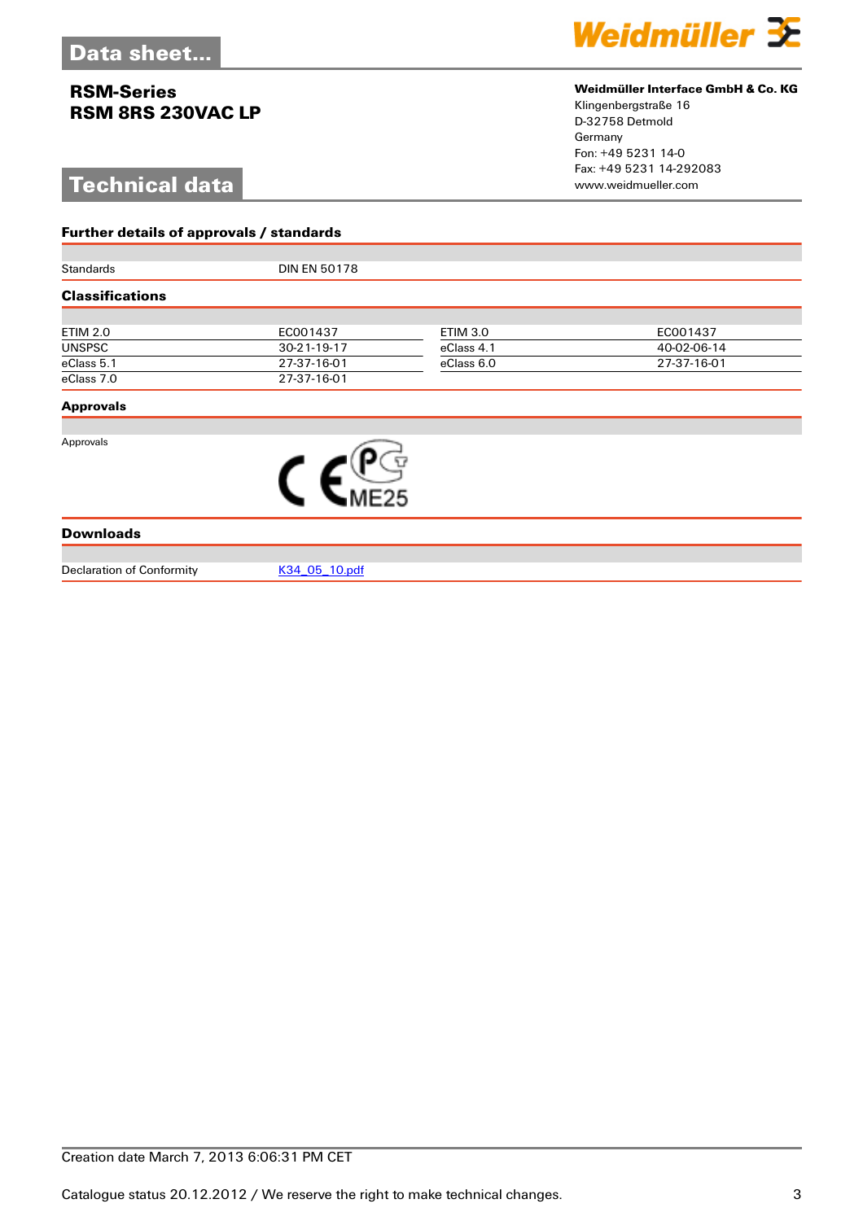# Data sheet...

## RSM-Series
## RSM 8RS 230VAC LP

**Weidmüller Interface GmbH & Co. KG**
Klingenbergstraße 16
D-32758 Detmold
Germany
Fon: +49 5231 14-0
Fax: +49 5231 14-292083
www.weidmueller.com

# Technical data

### Further details of approvals / standards

| | |
|---|---|
| Standards | DIN EN 50178 |

### Classifications

| | | | |
|---|---|---|---|
| ETIM 2.0 | EC001437 | ETIM 3.0 | EC001437 |
| UNSPSC | 30-21-19-17 | eClass 4.1 | 40-02-06-14 |
| eClass 5.1 | 27-37-16-01 | eClass 6.0 | 27-37-16-01 |
| eClass 7.0 | 27-37-16-01 | | |

### Approvals

Approvals

CE PC ME25

### Downloads

| | |
|---|---|
| Declaration of Conformity | K34_05_10.pdf |

Creation date March 7, 2013 6:06:31 PM CET

Catalogue status 20.12.2012 / We reserve the right to make technical changes.